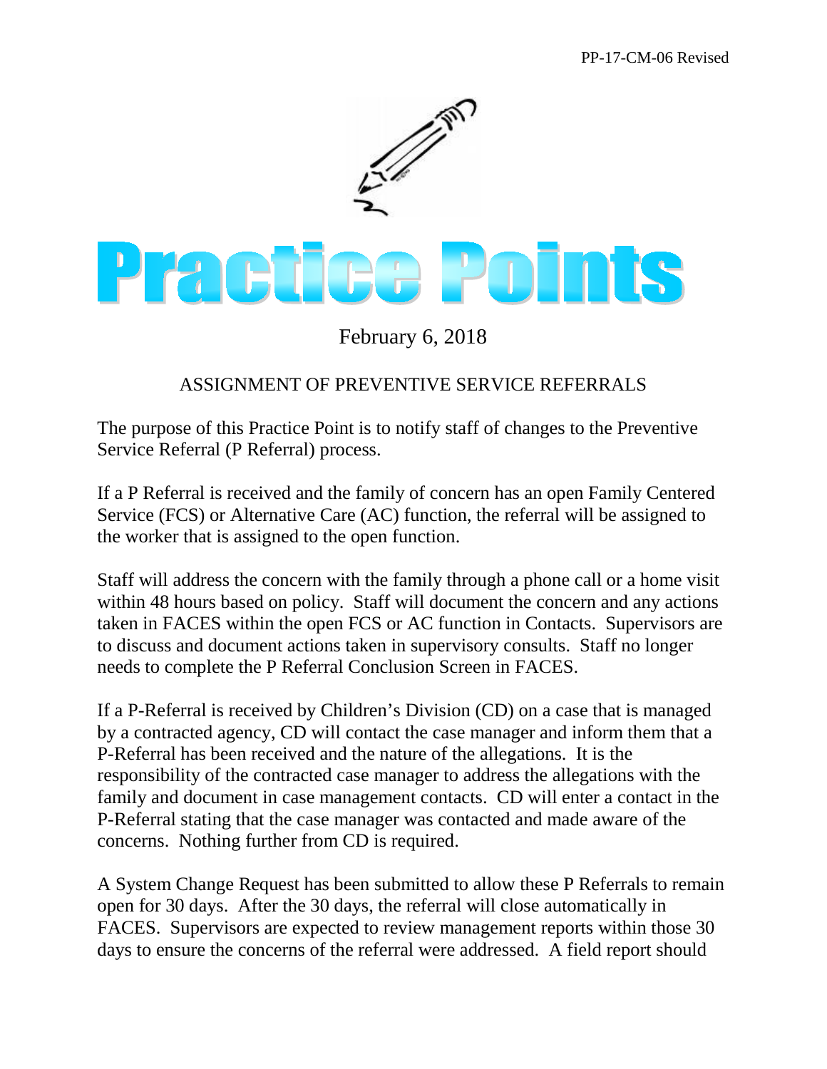PP-17-CM-06 Revised

# Practice Points

February 6, 2018

## ASSIGNMENT OF PREVENTIVE SERVICE REFERRALS

The purpose of this Practice Point is to notify staff of changes to the Preventive Service Referral (P Referral) process.

If a P Referral is received and the family of concern has an open Family Centered Service (FCS) or Alternative Care (AC) function, the referral will be assigned to the worker that is assigned to the open function.

Staff will address the concern with the family through a phone call or a home visit within 48 hours based on policy. Staff will document the concern and any actions taken in FACES within the open FCS or AC function in Contacts. Supervisors are to discuss and document actions taken in supervisory consults. Staff no longer needs to complete the P Referral Conclusion Screen in FACES.

If a P-Referral is received by Children's Division (CD) on a case that is managed by a contracted agency, CD will contact the case manager and inform them that a P-Referral has been received and the nature of the allegations. It is the responsibility of the contracted case manager to address the allegations with the family and document in case management contacts. CD will enter a contact in the P-Referral stating that the case manager was contacted and made aware of the concerns. Nothing further from CD is required.

A System Change Request has been submitted to allow these P Referrals to remain open for 30 days. After the 30 days, the referral will close automatically in FACES. Supervisors are expected to review management reports within those 30 days to ensure the concerns of the referral were addressed. A field report should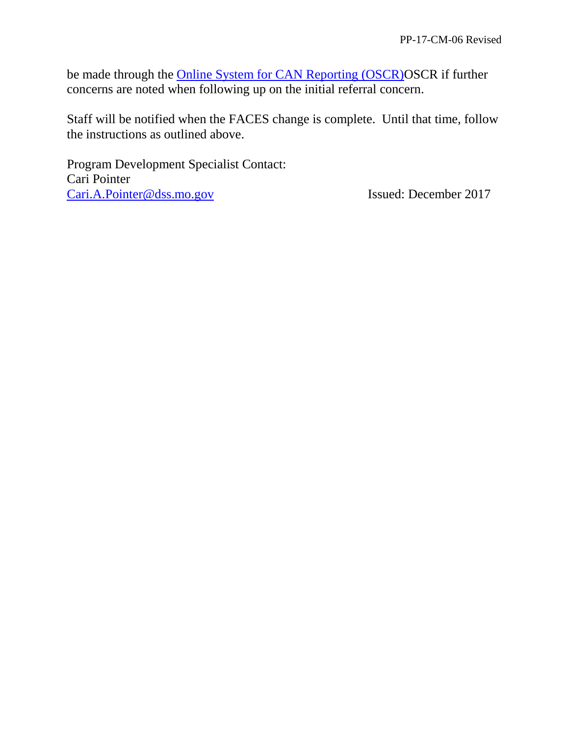be made through the [Online System for CAN Reporting (OSCR)]OSCR if further concerns are noted when following up on the initial referral concern.

Staff will be notified when the FACES change is complete. Until that time, follow the instructions as outlined above.

Program Development Specialist Contact:
Cari Pointer
Cari.A.Pointer@dss.mo.gov

Issued: December 2017